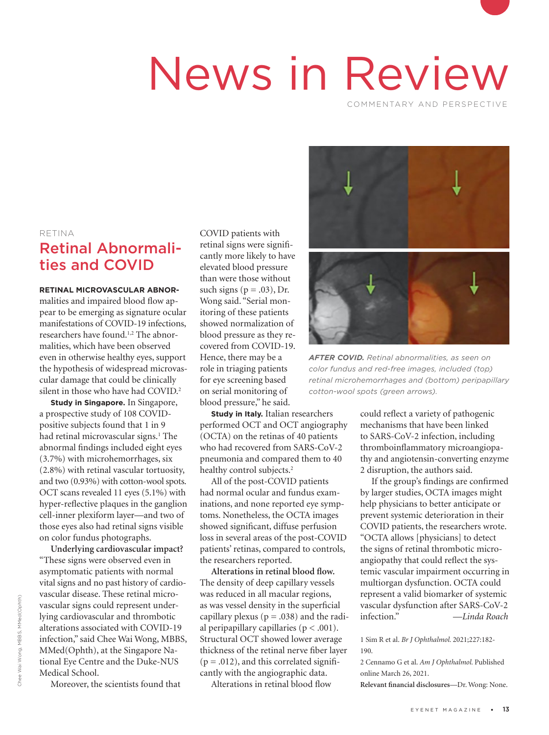# News in Review

COMMENTARY AND PERSPECTIVE

RETINA

## Retinal Abnormalities and COVID

**RETINAL MICROVASCULAR ABNOR**malities and impaired blood flow appear to be emerging as signature ocular manifestations of COVID-19 infections, researchers have found.[1,2] The abnormalities, which have been observed even in otherwise healthy eyes, support the hypothesis of widespread microvascular damage that could be clinically silent in those who have had COVID.[2]

**Study in Singapore.** In Singapore, a prospective study of 108 COVID-positive subjects found that 1 in 9 had retinal microvascular signs.[1] The abnormal findings included eight eyes (3.7%) with microhemorrhages, six (2.8%) with retinal vascular tortuosity, and two (0.93%) with cotton-wool spots. OCT scans revealed 11 eyes (5.1%) with hyper-reflective plaques in the ganglion cell-inner plexiform layer—and two of those eyes also had retinal signs visible on color fundus photographs.

**Underlying cardiovascular impact?** "These signs were observed even in asymptomatic patients with normal vital signs and no past history of cardiovascular disease. These retinal microvascular signs could represent underlying cardiovascular and thrombotic alterations associated with COVID-19 infection," said Chee Wai Wong, MBBS, MMed(Ophth), at the Singapore National Eye Centre and the Duke-NUS Medical School.

Moreover, the scientists found that COVID patients with retinal signs were significantly more likely to have elevated blood pressure than were those without such signs (p = .03), Dr. Wong said. "Serial monitoring of these patients showed normalization of blood pressure as they recovered from COVID-19. Hence, there may be a role in triaging patients for eye screening based on serial monitoring of blood pressure," he said.

**Study in Italy.** Italian researchers performed OCT and OCT angiography (OCTA) on the retinas of 40 patients who had recovered from SARS-CoV-2 pneumonia and compared them to 40 healthy control subjects.[2]

All of the post-COVID patients had normal ocular and fundus examinations, and none reported eye symptoms. Nonetheless, the OCTA images showed significant, diffuse perfusion loss in several areas of the post-COVID patients' retinas, compared to controls, the researchers reported.

**Alterations in retinal blood flow.** The density of deep capillary vessels was reduced in all macular regions, as was vessel density in the superficial capillary plexus (p = .038) and the radial peripapillary capillaries (p < .001). Structural OCT showed lower average thickness of the retinal nerve fiber layer (p = .012), and this correlated significantly with the angiographic data.

Alterations in retinal blood flow could reflect a variety of pathogenic mechanisms that have been linked to SARS-CoV-2 infection, including thromboinflammatory microangiopathy and angiotensin-converting enzyme 2 disruption, the authors said.

If the group's findings are confirmed by larger studies, OCTA images might help physicians to better anticipate or prevent systemic deterioration in their COVID patients, the researchers wrote. "OCTA allows [physicians] to detect the signs of retinal thrombotic microangiopathy that could reflect the systemic vascular impairment occurring in multiorgan dysfunction. OCTA could represent a valid biomarker of systemic vascular dysfunction after SARS-CoV-2 infection." —*Linda Roach*

***AFTER COVID.*** *Retinal abnormalities, as seen on color fundus and red-free images, included (top) retinal microhemorrhages and (bottom) peripapillary cotton-wool spots (green arrows).*

Chee Wai Wong, MBBS, MMed(Ophth)

1 Sim R et al. *Br J Ophthalmol.* 2021;227:182-190.

2 Cennamo G et al. *Am J Ophthalmol.* Published online March 26, 2021.

**Relevant financial disclosures**—Dr. Wong: None.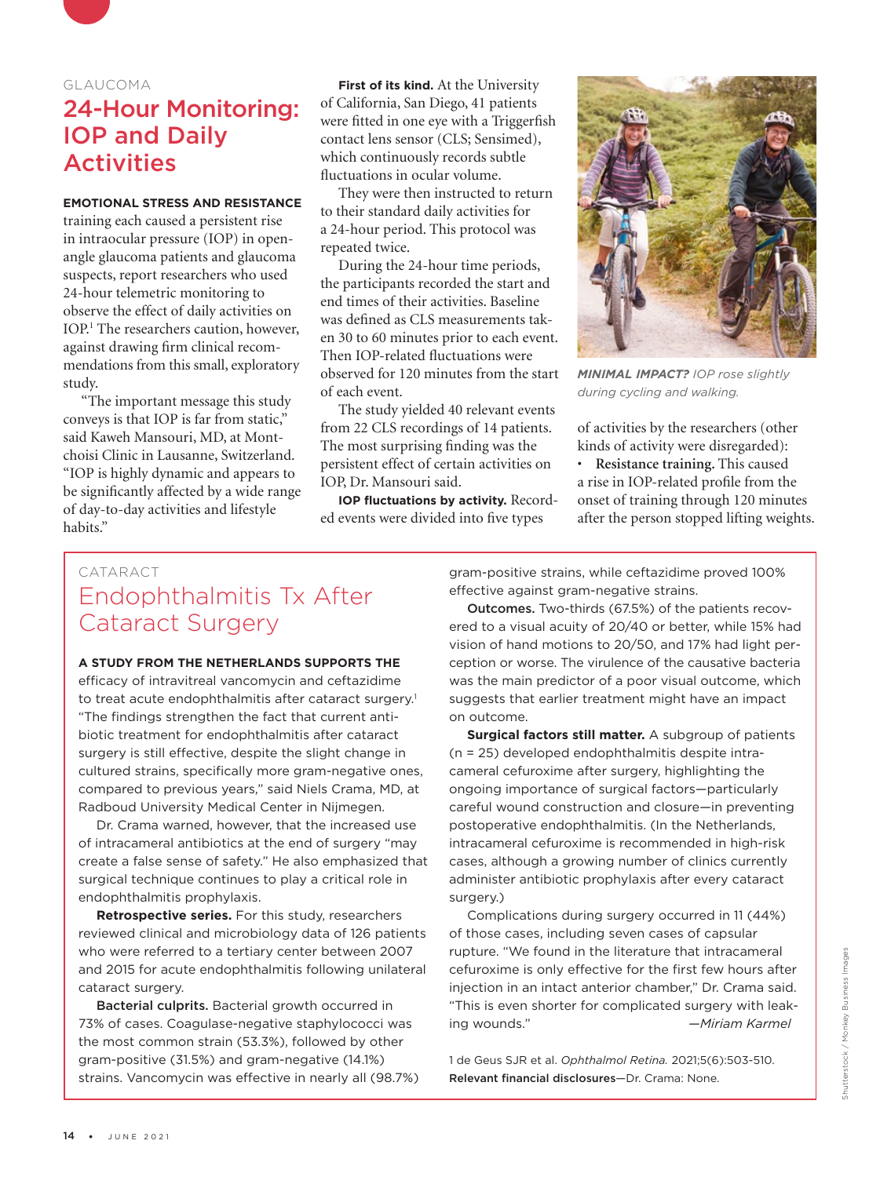GLAUCOMA

# 24-Hour Monitoring: IOP and Daily Activities

**EMOTIONAL STRESS AND RESISTANCE** training each caused a persistent rise in intraocular pressure (IOP) in open-angle glaucoma patients and glaucoma suspects, report researchers who used 24-hour telemetric monitoring to observe the effect of daily activities on IOP.[1] The researchers caution, however, against drawing firm clinical recommendations from this small, exploratory study.

"The important message this study conveys is that IOP is far from static," said Kaweh Mansouri, MD, at Montchoisi Clinic in Lausanne, Switzerland. "IOP is highly dynamic and appears to be significantly affected by a wide range of day-to-day activities and lifestyle habits."

**First of its kind.** At the University of California, San Diego, 41 patients were fitted in one eye with a Triggerfish contact lens sensor (CLS; Sensimed), which continuously records subtle fluctuations in ocular volume.

They were then instructed to return to their standard daily activities for a 24-hour period. This protocol was repeated twice.

During the 24-hour time periods, the participants recorded the start and end times of their activities. Baseline was defined as CLS measurements taken 30 to 60 minutes prior to each event. Then IOP-related fluctuations were observed for 120 minutes from the start of each event.

The study yielded 40 relevant events from 22 CLS recordings of 14 patients. The most surprising finding was the persistent effect of certain activities on IOP, Dr. Mansouri said.

**IOP fluctuations by activity.** Recorded events were divided into five types of activities by the researchers (other kinds of activity were disregarded):

- **Resistance training.** This caused a rise in IOP-related profile from the onset of training through 120 minutes after the person stopped lifting weights.

***MINIMAL IMPACT?*** *IOP rose slightly during cycling and walking.*

CATARACT

# Endophthalmitis Tx After Cataract Surgery

**A STUDY FROM THE NETHERLANDS SUPPORTS THE** efficacy of intravitreal vancomycin and ceftazidime to treat acute endophthalmitis after cataract surgery.[1] "The findings strengthen the fact that current antibiotic treatment for endophthalmitis after cataract surgery is still effective, despite the slight change in cultured strains, specifically more gram-negative ones, compared to previous years," said Niels Crama, MD, at Radboud University Medical Center in Nijmegen.

Dr. Crama warned, however, that the increased use of intracameral antibiotics at the end of surgery "may create a false sense of safety." He also emphasized that surgical technique continues to play a critical role in endophthalmitis prophylaxis.

**Retrospective series.** For this study, researchers reviewed clinical and microbiology data of 126 patients who were referred to a tertiary center between 2007 and 2015 for acute endophthalmitis following unilateral cataract surgery.

**Bacterial culprits.** Bacterial growth occurred in 73% of cases. Coagulase-negative staphylococci was the most common strain (53.3%), followed by other gram-positive (31.5%) and gram-negative (14.1%) strains. Vancomycin was effective in nearly all (98.7%) gram-positive strains, while ceftazidime proved 100% effective against gram-negative strains.

**Outcomes.** Two-thirds (67.5%) of the patients recovered to a visual acuity of 20/40 or better, while 15% had vision of hand motions to 20/50, and 17% had light perception or worse. The virulence of the causative bacteria was the main predictor of a poor visual outcome, which suggests that earlier treatment might have an impact on outcome.

**Surgical factors still matter.** A subgroup of patients (n = 25) developed endophthalmitis despite intracameral cefuroxime after surgery, highlighting the ongoing importance of surgical factors—particularly careful wound construction and closure—in preventing postoperative endophthalmitis. (In the Netherlands, intracameral cefuroxime is recommended in high-risk cases, although a growing number of clinics currently administer antibiotic prophylaxis after every cataract surgery.)

Complications during surgery occurred in 11 (44%) of those cases, including seven cases of capsular rupture. "We found in the literature that intracameral cefuroxime is only effective for the first few hours after injection in an intact anterior chamber," Dr. Crama said. "This is even shorter for complicated surgery with leaking wounds."

*—Miriam Karmel*

1 de Geus SJR et al. *Ophthalmol Retina.* 2021;5(6):503-510.

**Relevant financial disclosures**—Dr. Crama: None.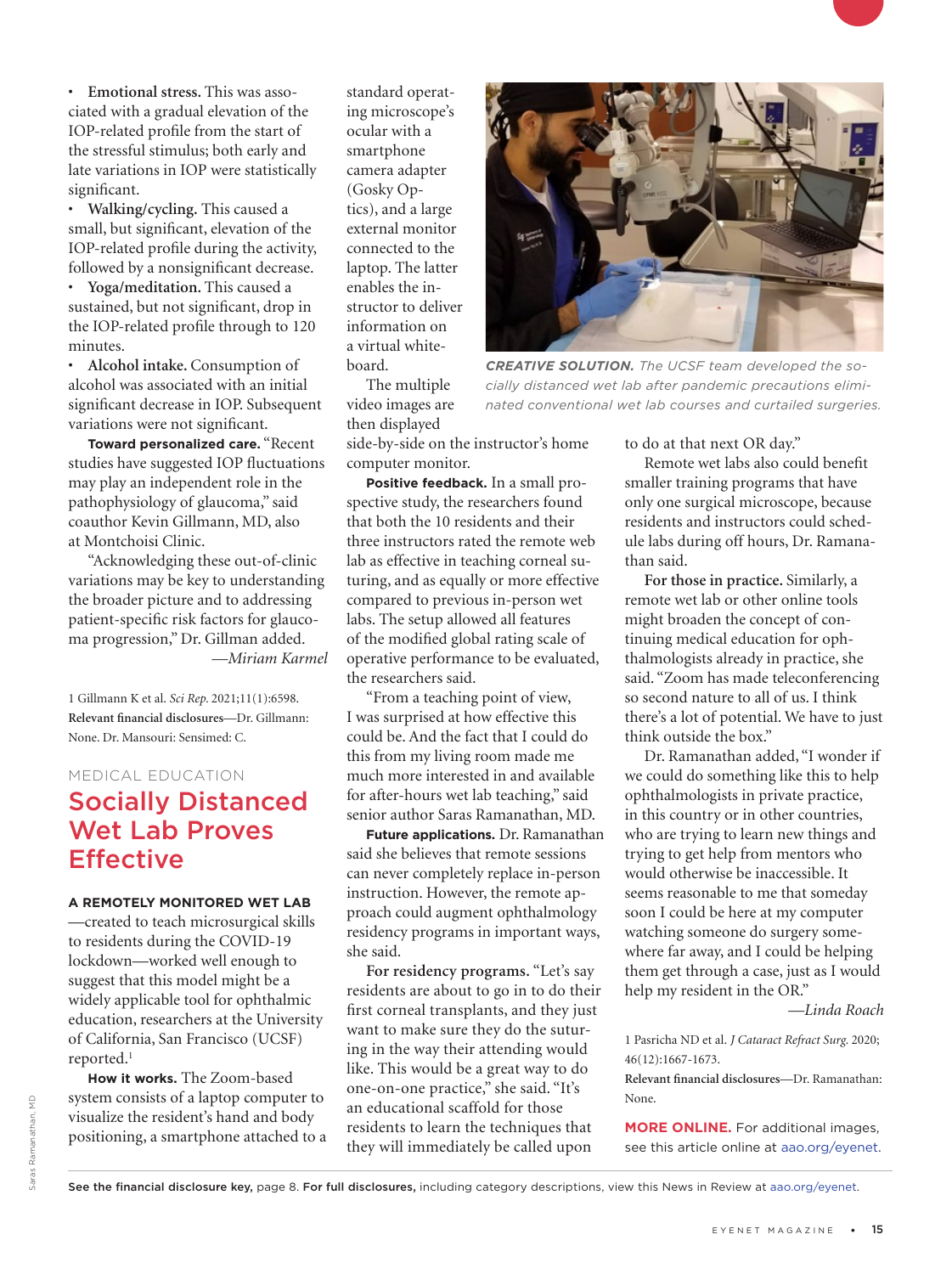- **Emotional stress.** This was associated with a gradual elevation of the IOP-related profile from the start of the stressful stimulus; both early and late variations in IOP were statistically significant.
- **Walking/cycling.** This caused a small, but significant, elevation of the IOP-related profile during the activity, followed by a nonsignificant decrease.
- **Yoga/meditation.** This caused a sustained, but not significant, drop in the IOP-related profile through to 120 minutes.
- **Alcohol intake.** Consumption of alcohol was associated with an initial significant decrease in IOP. Subsequent variations were not significant.

**Toward personalized care.** "Recent studies have suggested IOP fluctuations may play an independent role in the pathophysiology of glaucoma," said coauthor Kevin Gillmann, MD, also at Montchoisi Clinic.

"Acknowledging these out-of-clinic variations may be key to understanding the broader picture and to addressing patient-specific risk factors for glaucoma progression," Dr. Gillman added.

*—Miriam Karmel*

1 Gillmann K et al. *Sci Rep.* 2021;11(1):6598.

**Relevant financial disclosures**—Dr. Gillmann: None. Dr. Mansouri: Sensimed: C.

MEDICAL EDUCATION

## Socially Distanced Wet Lab Proves Effective

**A REMOTELY MONITORED WET LAB** —created to teach microsurgical skills to residents during the COVID-19 lockdown—worked well enough to suggest that this model might be a widely applicable tool for ophthalmic education, researchers at the University of California, San Francisco (UCSF) reported.[1]

**How it works.** The Zoom-based system consists of a laptop computer to visualize the resident's hand and body positioning, a smartphone attached to a standard operating microscope's ocular with a smartphone camera adapter (Gosky Optics), and a large external monitor connected to the laptop. The latter enables the instructor to deliver information on a virtual whiteboard.

The multiple video images are then displayed side-by-side on the instructor's home computer monitor.

***CREATIVE SOLUTION.*** *The UCSF team developed the socially distanced wet lab after pandemic precautions eliminated conventional wet lab courses and curtailed surgeries.*

**Positive feedback.** In a small prospective study, the researchers found that both the 10 residents and their three instructors rated the remote web lab as effective in teaching corneal suturing, and as equally or more effective compared to previous in-person wet labs. The setup allowed all features of the modified global rating scale of operative performance to be evaluated, the researchers said.

"From a teaching point of view, I was surprised at how effective this could be. And the fact that I could do this from my living room made me much more interested in and available for after-hours wet lab teaching," said senior author Saras Ramanathan, MD.

**Future applications.** Dr. Ramanathan said she believes that remote sessions can never completely replace in-person instruction. However, the remote approach could augment ophthalmology residency programs in important ways, she said.

**For residency programs.** "Let's say residents are about to go in to do their first corneal transplants, and they just want to make sure they do the suturing in the way their attending would like. This would be a great way to do one-on-one practice," she said. "It's an educational scaffold for those residents to learn the techniques that they will immediately be called upon to do at that next OR day."

Remote wet labs also could benefit smaller training programs that have only one surgical microscope, because residents and instructors could schedule labs during off hours, Dr. Ramanathan said.

**For those in practice.** Similarly, a remote wet lab or other online tools might broaden the concept of continuing medical education for ophthalmologists already in practice, she said. "Zoom has made teleconferencing so second nature to all of us. I think there's a lot of potential. We have to just think outside the box."

Dr. Ramanathan added, "I wonder if we could do something like this to help ophthalmologists in private practice, in this country or in other countries, who are trying to learn new things and trying to get help from mentors who would otherwise be inaccessible. It seems reasonable to me that someday soon I could be here at my computer watching someone do surgery somewhere far away, and I could be helping them get through a case, just as I would help my resident in the OR."

*—Linda Roach*

1 Pasricha ND et al. *J Cataract Refract Surg.* 2020; 46(12):1667-1673.

**Relevant financial disclosures**—Dr. Ramanathan: None.

**MORE ONLINE.** For additional images, see this article online at aao.org/eyenet.

**See the financial disclosure key,** page 8. **For full disclosures,** including category descriptions, view this News in Review at aao.org/eyenet.